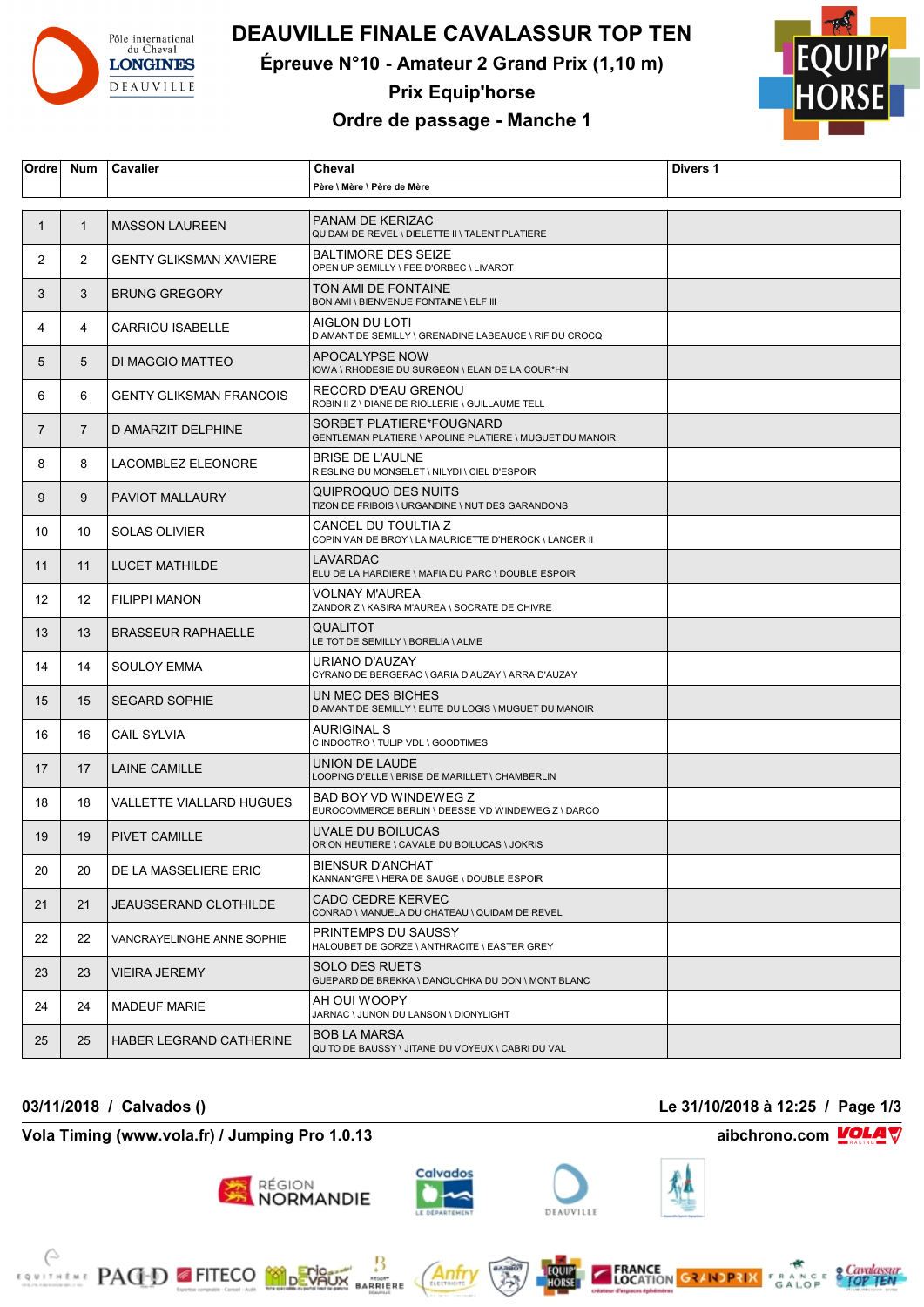# DEAUVILLE FINALE CAVALASSUR TOP TEN

## Épreuve N°10 - Amateur 2 Grand Prix (1,10 m)

## Prix Equip'horse

## Ordre de passage - Manche 1

| Ordre | Num | Cavalier | Cheval<br>Père \ Mère \ Père de Mère | Divers 1 |
|---|---|---|---|---|
| 1 | 1 | MASSON LAUREEN | PANAM DE KERIZAC<br>QUIDAM DE REVEL \ DIELETTE II \ TALENT PLATIERE | |
| 2 | 2 | GENTY GLIKSMAN XAVIERE | BALTIMORE DES SEIZE<br>OPEN UP SEMILLY \ FEE D'ORBEC \ LIVAROT | |
| 3 | 3 | BRUNG GREGORY | TON AMI DE FONTAINE<br>BON AMI \ BIENVENUE FONTAINE \ ELF III | |
| 4 | 4 | CARRIOU ISABELLE | AIGLON DU LOTI<br>DIAMANT DE SEMILLY \ GRENADINE LABEAUCE \ RIF DU CROCQ | |
| 5 | 5 | DI MAGGIO MATTEO | APOCALYPSE NOW<br>IOWA \ RHODESIE DU SURGEON \ ELAN DE LA COUR*HN | |
| 6 | 6 | GENTY GLIKSMAN FRANCOIS | RECORD D'EAU GRENOU<br>ROBIN II Z \ DIANE DE RIOLLERIE \ GUILLAUME TELL | |
| 7 | 7 | D AMARZIT DELPHINE | SORBET PLATIERE*FOUGNARD<br>GENTLEMAN PLATIERE \ APOLINE PLATIERE \ MUGUET DU MANOIR | |
| 8 | 8 | LACOMBLEZ ELEONORE | BRISE DE L'AULNE<br>RIESLING DU MONSELET \ NILYDI \ CIEL D'ESPOIR | |
| 9 | 9 | PAVIOT MALLAURY | QUIPROQUO DES NUITS<br>TIZON DE FRIBOIS \ URGANDINE \ NUT DES GARANDONS | |
| 10 | 10 | SOLAS OLIVIER | CANCEL DU TOULTIA Z<br>COPIN VAN DE BROY \ LA MAURICETTE D'HEROCK \ LANCER II | |
| 11 | 11 | LUCET MATHILDE | LAVARDAC<br>ELU DE LA HARDIERE \ MAFIA DU PARC \ DOUBLE ESPOIR | |
| 12 | 12 | FILIPPI MANON | VOLNAY M'AUREA<br>ZANDOR Z \ KASIRA M'AUREA \ SOCRATE DE CHIVRE | |
| 13 | 13 | BRASSEUR RAPHAELLE | QUALITOT<br>LE TOT DE SEMILLY \ BORELIA \ ALME | |
| 14 | 14 | SOULOY EMMA | URIANO D'AUZAY<br>CYRANO DE BERGERAC \ GARIA D'AUZAY \ ARRA D'AUZAY | |
| 15 | 15 | SEGARD SOPHIE | UN MEC DES BICHES<br>DIAMANT DE SEMILLY \ ELITE DU LOGIS \ MUGUET DU MANOIR | |
| 16 | 16 | CAIL SYLVIA | AURIGINAL S<br>C INDOCTRO \ TULIP VDL \ GOODTIMES | |
| 17 | 17 | LAINE CAMILLE | UNION DE LAUDE<br>LOOPING D'ELLE \ BRISE DE MARILLET \ CHAMBERLIN | |
| 18 | 18 | VALLETTE VIALLARD HUGUES | BAD BOY VD WINDEWEG Z<br>EUROCOMMERCE BERLIN \ DEESSE VD WINDEWEG Z \ DARCO | |
| 19 | 19 | PIVET CAMILLE | UVALE DU BOILUCAS<br>ORION HEUTIERE \ CAVALE DU BOILUCAS \ JOKRIS | |
| 20 | 20 | DE LA MASSELIERE ERIC | BIENSUR D'ANCHAT<br>KANNAN*GFE \ HERA DE SAUGE \ DOUBLE ESPOIR | |
| 21 | 21 | JEAUSSERAND CLOTHILDE | CADO CEDRE KERVEC<br>CONRAD \ MANUELA DU CHATEAU \ QUIDAM DE REVEL | |
| 22 | 22 | VANCRAYELINGHE ANNE SOPHIE | PRINTEMPS DU SAUSSY<br>HALOUBET DE GORZE \ ANTHRACITE \ EASTER GREY | |
| 23 | 23 | VIEIRA JEREMY | SOLO DES RUETS<br>GUEPARD DE BREKKA \ DANOUCHKA DU DON \ MONT BLANC | |
| 24 | 24 | MADEUF MARIE | AH OUI WOOPY<br>JARNAC \ JUNON DU LANSON \ DIONYLIGHT | |
| 25 | 25 | HABER LEGRAND CATHERINE | BOB LA MARSA<br>QUITO DE BAUSSY \ JITANE DU VOYEUX \ CABRI DU VAL | |

**03/11/2018 / Calvados ()** — **Le 31/10/2018 à 12:25**

**Vola Timing (www.vola.fr) / Jumping Pro 1.0.13** — **aibchrono.com**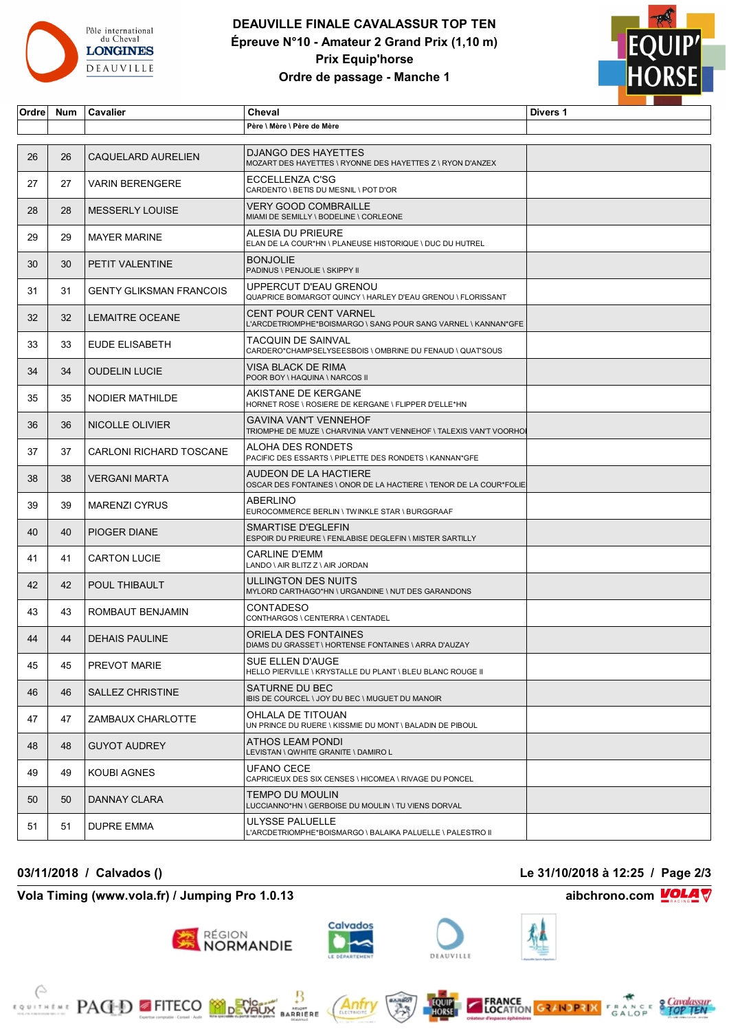# DEAUVILLE FINALE CAVALASSUR TOP TEN

## Épreuve N°10 - Amateur 2 Grand Prix (1,10 m)

## Prix Equip'horse

## Ordre de passage - Manche 1

| Ordre | Num | Cavalier | Cheval / Père \ Mère \ Père de Mère | Divers 1 |
|---|---|---|---|---|
| 26 | 26 | CAQUELARD AURELIEN | DJANGO DES HAYETTES<br>MOZART DES HAYETTES \ RYONNE DES HAYETTES Z \ RYON D'ANZEX | |
| 27 | 27 | VARIN BERENGERE | ECCELLENZA C'SG<br>CARDENTO \ BETIS DU MESNIL \ POT D'OR | |
| 28 | 28 | MESSERLY LOUISE | VERY GOOD COMBRAILLE<br>MIAMI DE SEMILLY \ BODELINE \ CORLEONE | |
| 29 | 29 | MAYER MARINE | ALESIA DU PRIEURE<br>ELAN DE LA COUR*HN \ PLANEUSE HISTORIQUE \ DUC DU HUTREL | |
| 30 | 30 | PETIT VALENTINE | BONJOLIE<br>PADINUS \ PENJOLIE \ SKIPPY II | |
| 31 | 31 | GENTY GLIKSMAN FRANCOIS | UPPERCUT D'EAU GRENOU<br>QUAPRICE BOIMARGOT QUINCY \ HARLEY D'EAU GRENOU \ FLORISSANT | |
| 32 | 32 | LEMAITRE OCEANE | CENT POUR CENT VARNEL<br>L'ARCDETRIOMPHE*BOISMARGO \ SANG POUR SANG VARNEL \ KANNAN*GFE | |
| 33 | 33 | EUDE ELISABETH | TACQUIN DE SAINVAL<br>CARDERO*CHAMPSELYSEESBOIS \ OMBRINE DU FENAUD \ QUAT'SOUS | |
| 34 | 34 | OUDELIN LUCIE | VISA BLACK DE RIMA<br>POOR BOY \ HAQUINA \ NARCOS II | |
| 35 | 35 | NODIER MATHILDE | AKISTANE DE KERGANE<br>HORNET ROSE \ ROSIERE DE KERGANE \ FLIPPER D'ELLE*HN | |
| 36 | 36 | NICOLLE OLIVIER | GAVINA VAN'T VENNEHOF<br>TRIOMPHE DE MUZE \ CHARVINIA VAN'T VENNEHOF \ TALEXIS VAN'T VOORHO | |
| 37 | 37 | CARLONI RICHARD TOSCANE | ALOHA DES RONDETS<br>PACIFIC DES ESSARTS \ PIPLETTE DES RONDETS \ KANNAN*GFE | |
| 38 | 38 | VERGANI MARTA | AUDEON DE LA HACTIERE<br>OSCAR DES FONTAINES \ ONOR DE LA HACTIERE \ TENOR DE LA COUR*FOLIE | |
| 39 | 39 | MARENZI CYRUS | ABERLINO<br>EUROCOMMERCE BERLIN \ TWINKLE STAR \ BURGGRAAF | |
| 40 | 40 | PIOGER DIANE | SMARTISE D'EGLEFIN<br>ESPOIR DU PRIEURE \ FENLABISE DEGLEFIN \ MISTER SARTILLY | |
| 41 | 41 | CARTON LUCIE | CARLINE D'EMM<br>LANDO \ AIR BLITZ Z \ AIR JORDAN | |
| 42 | 42 | POUL THIBAULT | ULLINGTON DES NUITS<br>MYLORD CARTHAGO*HN \ URGANDINE \ NUT DES GARANDONS | |
| 43 | 43 | ROMBAUT BENJAMIN | CONTADESO<br>CONTHARGOS \ CENTERRA \ CENTADEL | |
| 44 | 44 | DEHAIS PAULINE | ORIELA DES FONTAINES<br>DIAMS DU GRASSET \ HORTENSE FONTAINES \ ARRA D'AUZAY | |
| 45 | 45 | PREVOT MARIE | SUE ELLEN D'AUGE<br>HELLO PIERVILLE \ KRYSTALLE DU PLANT \ BLEU BLANC ROUGE II | |
| 46 | 46 | SALLEZ CHRISTINE | SATURNE DU BEC<br>IBIS DE COURCEL \ JOY DU BEC \ MUGUET DU MANOIR | |
| 47 | 47 | ZAMBAUX CHARLOTTE | OHLALA DE TITOUAN<br>UN PRINCE DU RUERE \ KISSMIE DU MONT \ BALADIN DE PIBOUL | |
| 48 | 48 | GUYOT AUDREY | ATHOS LEAM PONDI<br>LEVISTAN \ QWHITE GRANITE \ DAMIRO L | |
| 49 | 49 | KOUBI AGNES | UFANO CECE<br>CAPRICIEUX DES SIX CENSES \ HICOMEA \ RIVAGE DU PONCEL | |
| 50 | 50 | DANNAY CLARA | TEMPO DU MOULIN<br>LUCCIANNO*HN \ GERBOISE DU MOULIN \ TU VIENS DORVAL | |
| 51 | 51 | DUPRE EMMA | ULYSSE PALUELLE<br>L'ARCDETRIOMPHE*BOISMARGO \ BALAIKA PALUELLE \ PALESTRO II | |

**03/11/2018 / Calvados ()** — **Le 31/10/2018 à 12:25**

**Vola Timing (www.vola.fr) / Jumping Pro 1.0.13** — **aibchrono.com**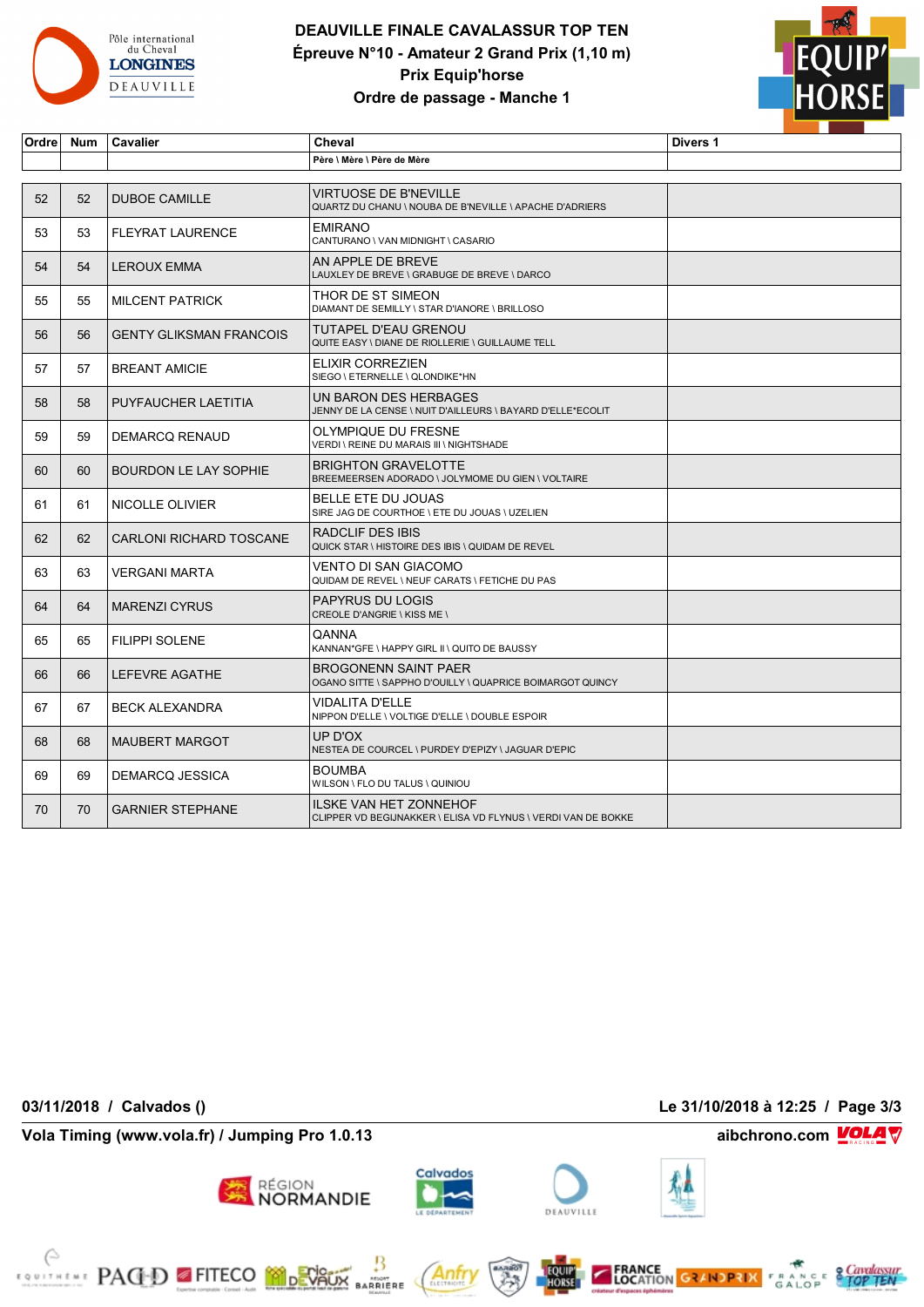# DEAUVILLE FINALE CAVALASSUR TOP TEN

## Épreuve N°10 - Amateur 2 Grand Prix (1,10 m)

## Prix Equip'horse

## Ordre de passage - Manche 1

| Ordre | Num | Cavalier | Cheval<br>Père \ Mère \ Père de Mère | Divers 1 |
|---|---|---|---|---|
| 52 | 52 | DUBOE CAMILLE | VIRTUOSE DE B'NEVILLE<br>QUARTZ DU CHANU \ NOUBA DE B'NEVILLE \ APACHE D'ADRIERS | |
| 53 | 53 | FLEYRAT LAURENCE | EMIRANO<br>CANTURANO \ VAN MIDNIGHT \ CASARIO | |
| 54 | 54 | LEROUX EMMA | AN APPLE DE BREVE<br>LAUXLEY DE BREVE \ GRABUGE DE BREVE \ DARCO | |
| 55 | 55 | MILCENT PATRICK | THOR DE ST SIMEON<br>DIAMANT DE SEMILLY \ STAR D'IANORE \ BRILLOSO | |
| 56 | 56 | GENTY GLIKSMAN FRANCOIS | TUTAPEL D'EAU GRENOU<br>QUITE EASY \ DIANE DE RIOLLERIE \ GUILLAUME TELL | |
| 57 | 57 | BREANT AMICIE | ELIXIR CORREZIEN<br>SIEGO \ ETERNELLE \ QLONDIKE*HN | |
| 58 | 58 | PUYFAUCHER LAETITIA | UN BARON DES HERBAGES<br>JENNY DE LA CENSE \ NUIT D'AILLEURS \ BAYARD D'ELLE*ECOLIT | |
| 59 | 59 | DEMARCQ RENAUD | OLYMPIQUE DU FRESNE<br>VERDI \ REINE DU MARAIS III \ NIGHTSHADE | |
| 60 | 60 | BOURDON LE LAY SOPHIE | BRIGHTON GRAVELOTTE<br>BREEMEERSEN ADORADO \ JOLYMOME DU GIEN \ VOLTAIRE | |
| 61 | 61 | NICOLLE OLIVIER | BELLE ETE DU JOUAS<br>SIRE JAG DE COURTHOE \ ETE DU JOUAS \ UZELIEN | |
| 62 | 62 | CARLONI RICHARD TOSCANE | RADCLIF DES IBIS<br>QUICK STAR \ HISTOIRE DES IBIS \ QUIDAM DE REVEL | |
| 63 | 63 | VERGANI MARTA | VENTO DI SAN GIACOMO<br>QUIDAM DE REVEL \ NEUF CARATS \ FETICHE DU PAS | |
| 64 | 64 | MARENZI CYRUS | PAPYRUS DU LOGIS<br>CREOLE D'ANGRIE \ KISS ME \ | |
| 65 | 65 | FILIPPI SOLENE | QANNA<br>KANNAN*GFE \ HAPPY GIRL II \ QUITO DE BAUSSY | |
| 66 | 66 | LEFEVRE AGATHE | BROGONENN SAINT PAER<br>OGANO SITTE \ SAPPHO D'OUILLY \ QUAPRICE BOIMARGOT QUINCY | |
| 67 | 67 | BECK ALEXANDRA | VIDALITA D'ELLE<br>NIPPON D'ELLE \ VOLTIGE D'ELLE \ DOUBLE ESPOIR | |
| 68 | 68 | MAUBERT MARGOT | UP D'OX<br>NESTEA DE COURCEL \ PURDEY D'EPIZY \ JAGUAR D'EPIC | |
| 69 | 69 | DEMARCQ JESSICA | BOUMBA<br>WILSON \ FLO DU TALUS \ QUINIOU | |
| 70 | 70 | GARNIER STEPHANE | ILSKE VAN HET ZONNEHOF<br>CLIPPER VD BEGIJNAKKER \ ELISA VD FLYNUS \ VERDI VAN DE BOKKE | |

**03/11/2018 / Calvados ()** — **Le 31/10/2018 à 12:25**

**Vola Timing (www.vola.fr) / Jumping Pro 1.0.13** — **aibchrono.com**